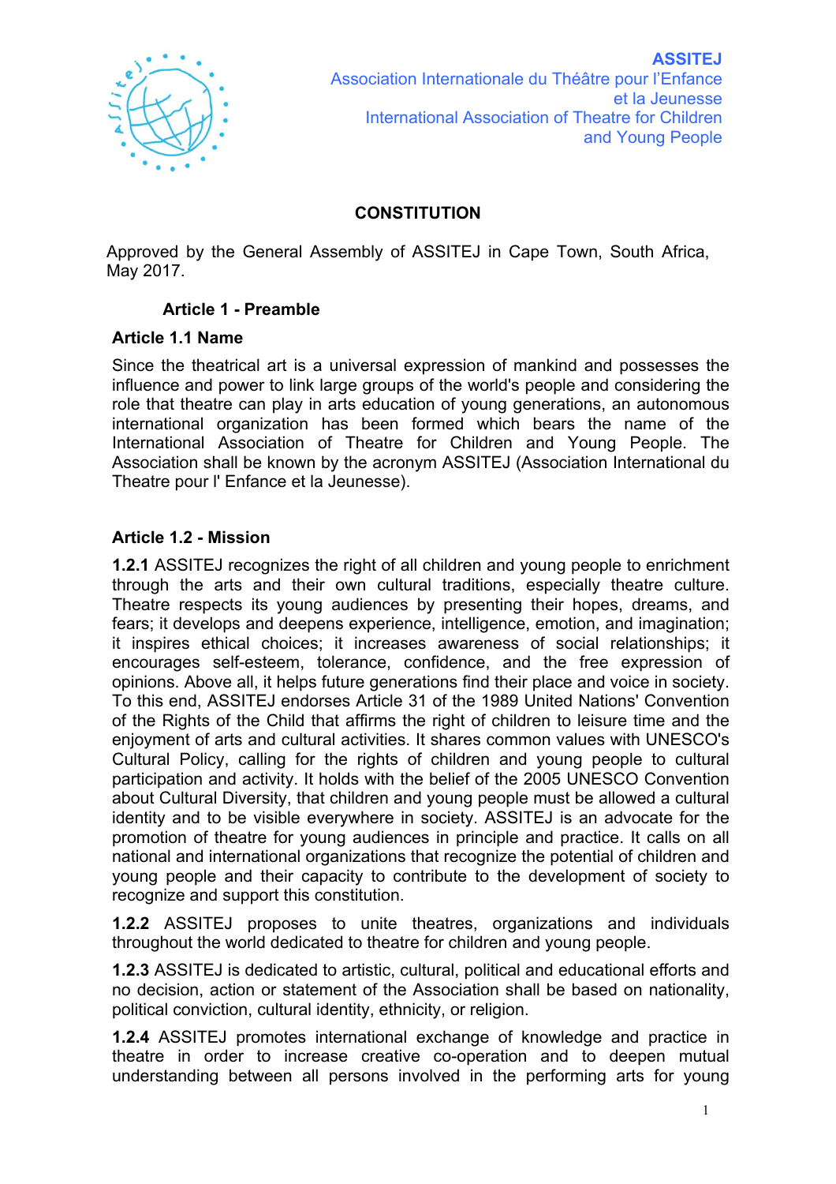**ASSITEJ**
Association Internationale du Théâtre pour l'Enfance et la Jeunesse
International Association of Theatre for Children and Young People

# CONSTITUTION

Approved by the General Assembly of ASSITEJ in Cape Town, South Africa, May 2017.

## Article 1 - Preamble

### Article 1.1 Name

Since the theatrical art is a universal expression of mankind and possesses the influence and power to link large groups of the world's people and considering the role that theatre can play in arts education of young generations, an autonomous international organization has been formed which bears the name of the International Association of Theatre for Children and Young People. The Association shall be known by the acronym ASSITEJ (Association International du Theatre pour l' Enfance et la Jeunesse).

### Article 1.2 - Mission

**1.2.1** ASSITEJ recognizes the right of all children and young people to enrichment through the arts and their own cultural traditions, especially theatre culture. Theatre respects its young audiences by presenting their hopes, dreams, and fears; it develops and deepens experience, intelligence, emotion, and imagination; it inspires ethical choices; it increases awareness of social relationships; it encourages self-esteem, tolerance, confidence, and the free expression of opinions. Above all, it helps future generations find their place and voice in society. To this end, ASSITEJ endorses Article 31 of the 1989 United Nations' Convention of the Rights of the Child that affirms the right of children to leisure time and the enjoyment of arts and cultural activities. It shares common values with UNESCO's Cultural Policy, calling for the rights of children and young people to cultural participation and activity. It holds with the belief of the 2005 UNESCO Convention about Cultural Diversity, that children and young people must be allowed a cultural identity and to be visible everywhere in society. ASSITEJ is an advocate for the promotion of theatre for young audiences in principle and practice. It calls on all national and international organizations that recognize the potential of children and young people and their capacity to contribute to the development of society to recognize and support this constitution.

**1.2.2** ASSITEJ proposes to unite theatres, organizations and individuals throughout the world dedicated to theatre for children and young people.

**1.2.3** ASSITEJ is dedicated to artistic, cultural, political and educational efforts and no decision, action or statement of the Association shall be based on nationality, political conviction, cultural identity, ethnicity, or religion.

**1.2.4** ASSITEJ promotes international exchange of knowledge and practice in theatre in order to increase creative co-operation and to deepen mutual understanding between all persons involved in the performing arts for young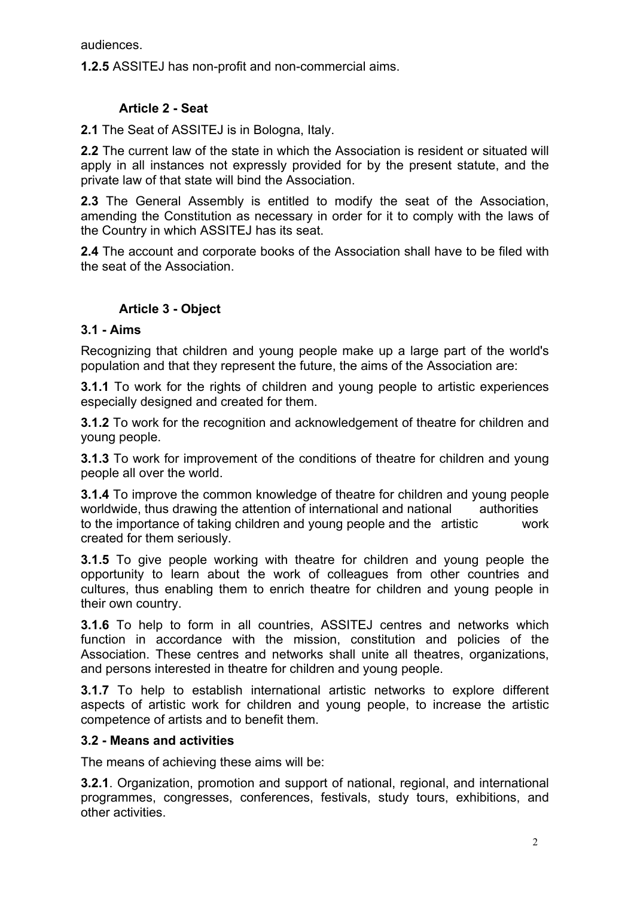audiences.

**1.2.5** ASSITEJ has non-profit and non-commercial aims.

### Article 2 - Seat

**2.1** The Seat of ASSITEJ is in Bologna, Italy.

**2.2** The current law of the state in which the Association is resident or situated will apply in all instances not expressly provided for by the present statute, and the private law of that state will bind the Association.

**2.3** The General Assembly is entitled to modify the seat of the Association, amending the Constitution as necessary in order for it to comply with the laws of the Country in which ASSITEJ has its seat.

**2.4** The account and corporate books of the Association shall have to be filed with the seat of the Association.

### Article 3 - Object

**3.1 - Aims**

Recognizing that children and young people make up a large part of the world's population and that they represent the future, the aims of the Association are:

**3.1.1** To work for the rights of children and young people to artistic experiences especially designed and created for them.

**3.1.2** To work for the recognition and acknowledgement of theatre for children and young people.

**3.1.3** To work for improvement of the conditions of theatre for children and young people all over the world.

**3.1.4** To improve the common knowledge of theatre for children and young people worldwide, thus drawing the attention of international and national authorities to the importance of taking children and young people and the artistic work created for them seriously.

**3.1.5** To give people working with theatre for children and young people the opportunity to learn about the work of colleagues from other countries and cultures, thus enabling them to enrich theatre for children and young people in their own country.

**3.1.6** To help to form in all countries, ASSITEJ centres and networks which function in accordance with the mission, constitution and policies of the Association. These centres and networks shall unite all theatres, organizations, and persons interested in theatre for children and young people.

**3.1.7** To help to establish international artistic networks to explore different aspects of artistic work for children and young people, to increase the artistic competence of artists and to benefit them.

**3.2 - Means and activities**

The means of achieving these aims will be:

**3.2.1**. Organization, promotion and support of national, regional, and international programmes, congresses, conferences, festivals, study tours, exhibitions, and other activities.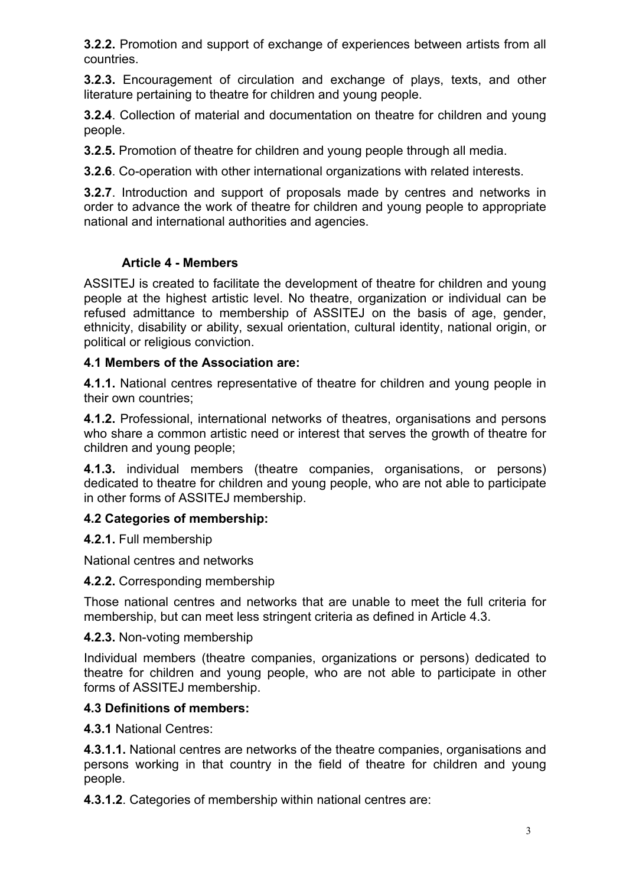**3.2.2.** Promotion and support of exchange of experiences between artists from all countries.

**3.2.3.** Encouragement of circulation and exchange of plays, texts, and other literature pertaining to theatre for children and young people.

**3.2.4**. Collection of material and documentation on theatre for children and young people.

**3.2.5.** Promotion of theatre for children and young people through all media.

**3.2.6**. Co-operation with other international organizations with related interests.

**3.2.7**. Introduction and support of proposals made by centres and networks in order to advance the work of theatre for children and young people to appropriate national and international authorities and agencies.

### Article 4 - Members

ASSITEJ is created to facilitate the development of theatre for children and young people at the highest artistic level. No theatre, organization or individual can be refused admittance to membership of ASSITEJ on the basis of age, gender, ethnicity, disability or ability, sexual orientation, cultural identity, national origin, or political or religious conviction.

**4.1 Members of the Association are:**

**4.1.1.** National centres representative of theatre for children and young people in their own countries;

**4.1.2.** Professional, international networks of theatres, organisations and persons who share a common artistic need or interest that serves the growth of theatre for children and young people;

**4.1.3.** individual members (theatre companies, organisations, or persons) dedicated to theatre for children and young people, who are not able to participate in other forms of ASSITEJ membership.

**4.2 Categories of membership:**

**4.2.1.** Full membership

National centres and networks

**4.2.2.** Corresponding membership

Those national centres and networks that are unable to meet the full criteria for membership, but can meet less stringent criteria as defined in Article 4.3.

**4.2.3.** Non-voting membership

Individual members (theatre companies, organizations or persons) dedicated to theatre for children and young people, who are not able to participate in other forms of ASSITEJ membership.

**4.3 Definitions of members:**

**4.3.1** National Centres:

**4.3.1.1.** National centres are networks of the theatre companies, organisations and persons working in that country in the field of theatre for children and young people.

**4.3.1.2**. Categories of membership within national centres are: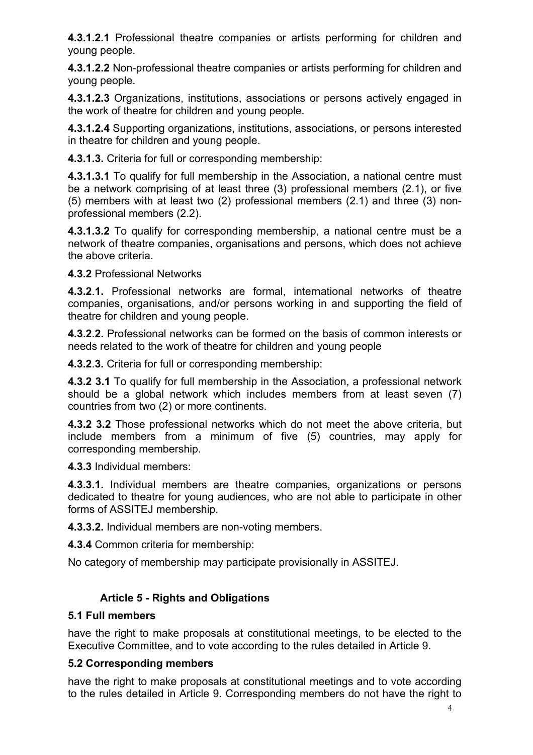**4.3.1.2.1** Professional theatre companies or artists performing for children and young people.

**4.3.1.2.2** Non-professional theatre companies or artists performing for children and young people.

**4.3.1.2.3** Organizations, institutions, associations or persons actively engaged in the work of theatre for children and young people.

**4.3.1.2.4** Supporting organizations, institutions, associations, or persons interested in theatre for children and young people.

**4.3.1.3.** Criteria for full or corresponding membership:

**4.3.1.3.1** To qualify for full membership in the Association, a national centre must be a network comprising of at least three (3) professional members (2.1), or five (5) members with at least two (2) professional members (2.1) and three (3) non-professional members (2.2).

**4.3.1.3.2** To qualify for corresponding membership, a national centre must be a network of theatre companies, organisations and persons, which does not achieve the above criteria.

**4.3.2** Professional Networks

**4.3.2.1.** Professional networks are formal, international networks of theatre companies, organisations, and/or persons working in and supporting the field of theatre for children and young people.

**4.3.2.2.** Professional networks can be formed on the basis of common interests or needs related to the work of theatre for children and young people

**4.3.2.3.** Criteria for full or corresponding membership:

**4.3.2 3.1** To qualify for full membership in the Association, a professional network should be a global network which includes members from at least seven (7) countries from two (2) or more continents.

**4.3.2 3.2** Those professional networks which do not meet the above criteria, but include members from a minimum of five (5) countries, may apply for corresponding membership.

**4.3.3** Individual members:

**4.3.3.1.** Individual members are theatre companies, organizations or persons dedicated to theatre for young audiences, who are not able to participate in other forms of ASSITEJ membership.

**4.3.3.2.** Individual members are non-voting members.

**4.3.4** Common criteria for membership:

No category of membership may participate provisionally in ASSITEJ.

## Article 5 - Rights and Obligations

### 5.1 Full members

have the right to make proposals at constitutional meetings, to be elected to the Executive Committee, and to vote according to the rules detailed in Article 9.

### 5.2 Corresponding members

have the right to make proposals at constitutional meetings and to vote according to the rules detailed in Article 9. Corresponding members do not have the right to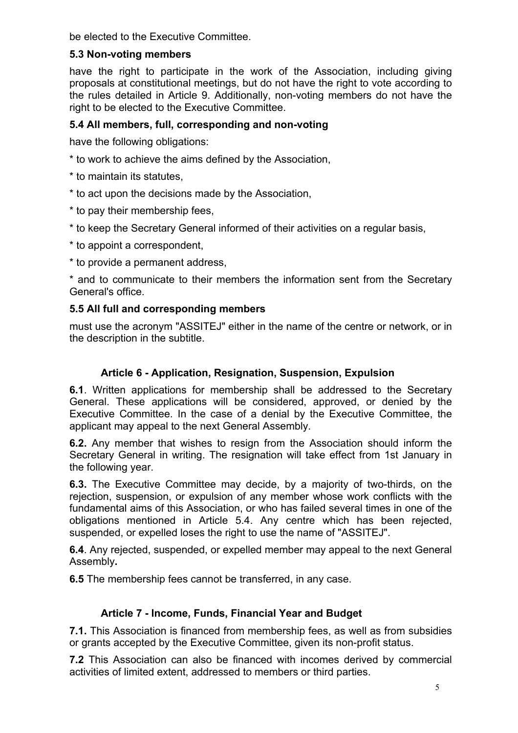be elected to the Executive Committee.

### 5.3 Non-voting members

have the right to participate in the work of the Association, including giving proposals at constitutional meetings, but do not have the right to vote according to the rules detailed in Article 9. Additionally, non-voting members do not have the right to be elected to the Executive Committee.

### 5.4 All members, full, corresponding and non-voting

have the following obligations:

* to work to achieve the aims defined by the Association,

* to maintain its statutes,

* to act upon the decisions made by the Association,

* to pay their membership fees,

* to keep the Secretary General informed of their activities on a regular basis,

* to appoint a correspondent,

* to provide a permanent address,

* and to communicate to their members the information sent from the Secretary General's office.

### 5.5 All full and corresponding members

must use the acronym "ASSITEJ" either in the name of the centre or network, or in the description in the subtitle.

## Article 6 - Application, Resignation, Suspension, Expulsion

**6.1**. Written applications for membership shall be addressed to the Secretary General. These applications will be considered, approved, or denied by the Executive Committee. In the case of a denial by the Executive Committee, the applicant may appeal to the next General Assembly.

**6.2.** Any member that wishes to resign from the Association should inform the Secretary General in writing. The resignation will take effect from 1st January in the following year.

**6.3.** The Executive Committee may decide, by a majority of two-thirds, on the rejection, suspension, or expulsion of any member whose work conflicts with the fundamental aims of this Association, or who has failed several times in one of the obligations mentioned in Article 5.4. Any centre which has been rejected, suspended, or expelled loses the right to use the name of "ASSITEJ".

**6.4**. Any rejected, suspended, or expelled member may appeal to the next General Assembly**.**

**6.5** The membership fees cannot be transferred, in any case.

## Article 7 - Income, Funds, Financial Year and Budget

**7.1.** This Association is financed from membership fees, as well as from subsidies or grants accepted by the Executive Committee, given its non-profit status.

**7.2** This Association can also be financed with incomes derived by commercial activities of limited extent, addressed to members or third parties.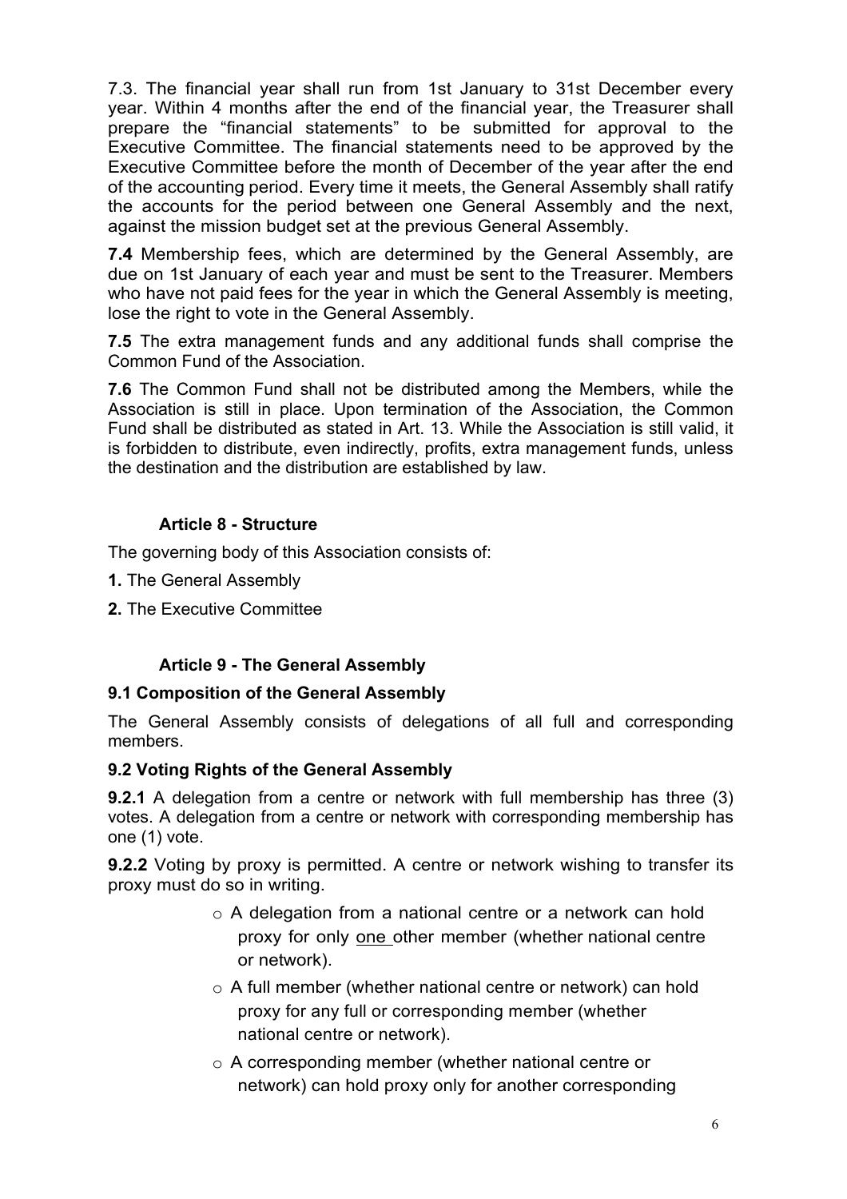7.3. The financial year shall run from 1st January to 31st December every year. Within 4 months after the end of the financial year, the Treasurer shall prepare the "financial statements" to be submitted for approval to the Executive Committee. The financial statements need to be approved by the Executive Committee before the month of December of the year after the end of the accounting period. Every time it meets, the General Assembly shall ratify the accounts for the period between one General Assembly and the next, against the mission budget set at the previous General Assembly.

**7.4** Membership fees, which are determined by the General Assembly, are due on 1st January of each year and must be sent to the Treasurer. Members who have not paid fees for the year in which the General Assembly is meeting, lose the right to vote in the General Assembly.

**7.5** The extra management funds and any additional funds shall comprise the Common Fund of the Association.

**7.6** The Common Fund shall not be distributed among the Members, while the Association is still in place. Upon termination of the Association, the Common Fund shall be distributed as stated in Art. 13. While the Association is still valid, it is forbidden to distribute, even indirectly, profits, extra management funds, unless the destination and the distribution are established by law.

## Article 8 - Structure

The governing body of this Association consists of:

**1.** The General Assembly

**2.** The Executive Committee

## Article 9 - The General Assembly

### 9.1 Composition of the General Assembly

The General Assembly consists of delegations of all full and corresponding members.

### 9.2 Voting Rights of the General Assembly

**9.2.1** A delegation from a centre or network with full membership has three (3) votes. A delegation from a centre or network with corresponding membership has one (1) vote.

**9.2.2** Voting by proxy is permitted. A centre or network wishing to transfer its proxy must do so in writing.

- A delegation from a national centre or a network can hold proxy for only one other member (whether national centre or network).
- A full member (whether national centre or network) can hold proxy for any full or corresponding member (whether national centre or network).
- A corresponding member (whether national centre or network) can hold proxy only for another corresponding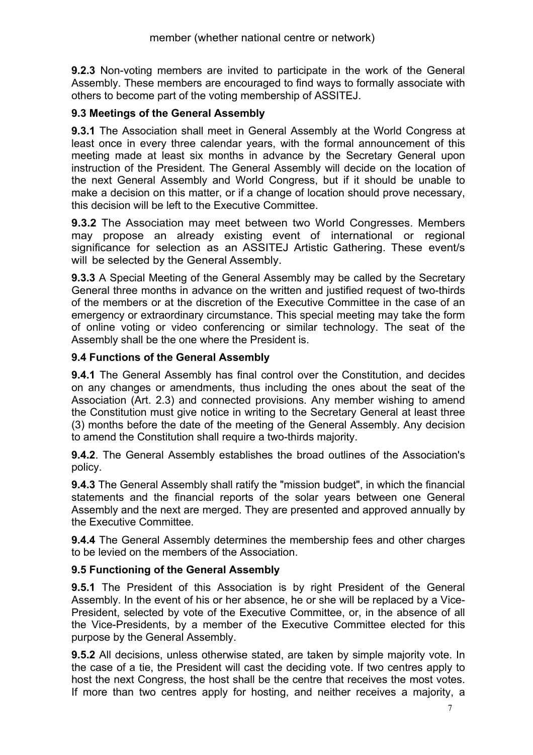member (whether national centre or network)

**9.2.3** Non-voting members are invited to participate in the work of the General Assembly. These members are encouraged to find ways to formally associate with others to become part of the voting membership of ASSITEJ.

### 9.3 Meetings of the General Assembly

**9.3.1** The Association shall meet in General Assembly at the World Congress at least once in every three calendar years, with the formal announcement of this meeting made at least six months in advance by the Secretary General upon instruction of the President. The General Assembly will decide on the location of the next General Assembly and World Congress, but if it should be unable to make a decision on this matter, or if a change of location should prove necessary, this decision will be left to the Executive Committee.

**9.3.2** The Association may meet between two World Congresses. Members may propose an already existing event of international or regional significance for selection as an ASSITEJ Artistic Gathering. These event/s will be selected by the General Assembly.

**9.3.3** A Special Meeting of the General Assembly may be called by the Secretary General three months in advance on the written and justified request of two-thirds of the members or at the discretion of the Executive Committee in the case of an emergency or extraordinary circumstance. This special meeting may take the form of online voting or video conferencing or similar technology. The seat of the Assembly shall be the one where the President is.

### 9.4 Functions of the General Assembly

**9.4.1** The General Assembly has final control over the Constitution, and decides on any changes or amendments, thus including the ones about the seat of the Association (Art. 2.3) and connected provisions. Any member wishing to amend the Constitution must give notice in writing to the Secretary General at least three (3) months before the date of the meeting of the General Assembly. Any decision to amend the Constitution shall require a two-thirds majority.

**9.4.2**. The General Assembly establishes the broad outlines of the Association's policy.

**9.4.3** The General Assembly shall ratify the "mission budget", in which the financial statements and the financial reports of the solar years between one General Assembly and the next are merged. They are presented and approved annually by the Executive Committee.

**9.4.4** The General Assembly determines the membership fees and other charges to be levied on the members of the Association.

### 9.5 Functioning of the General Assembly

**9.5.1** The President of this Association is by right President of the General Assembly. In the event of his or her absence, he or she will be replaced by a Vice-President, selected by vote of the Executive Committee, or, in the absence of all the Vice-Presidents, by a member of the Executive Committee elected for this purpose by the General Assembly.

**9.5.2** All decisions, unless otherwise stated, are taken by simple majority vote. In the case of a tie, the President will cast the deciding vote. If two centres apply to host the next Congress, the host shall be the centre that receives the most votes. If more than two centres apply for hosting, and neither receives a majority, a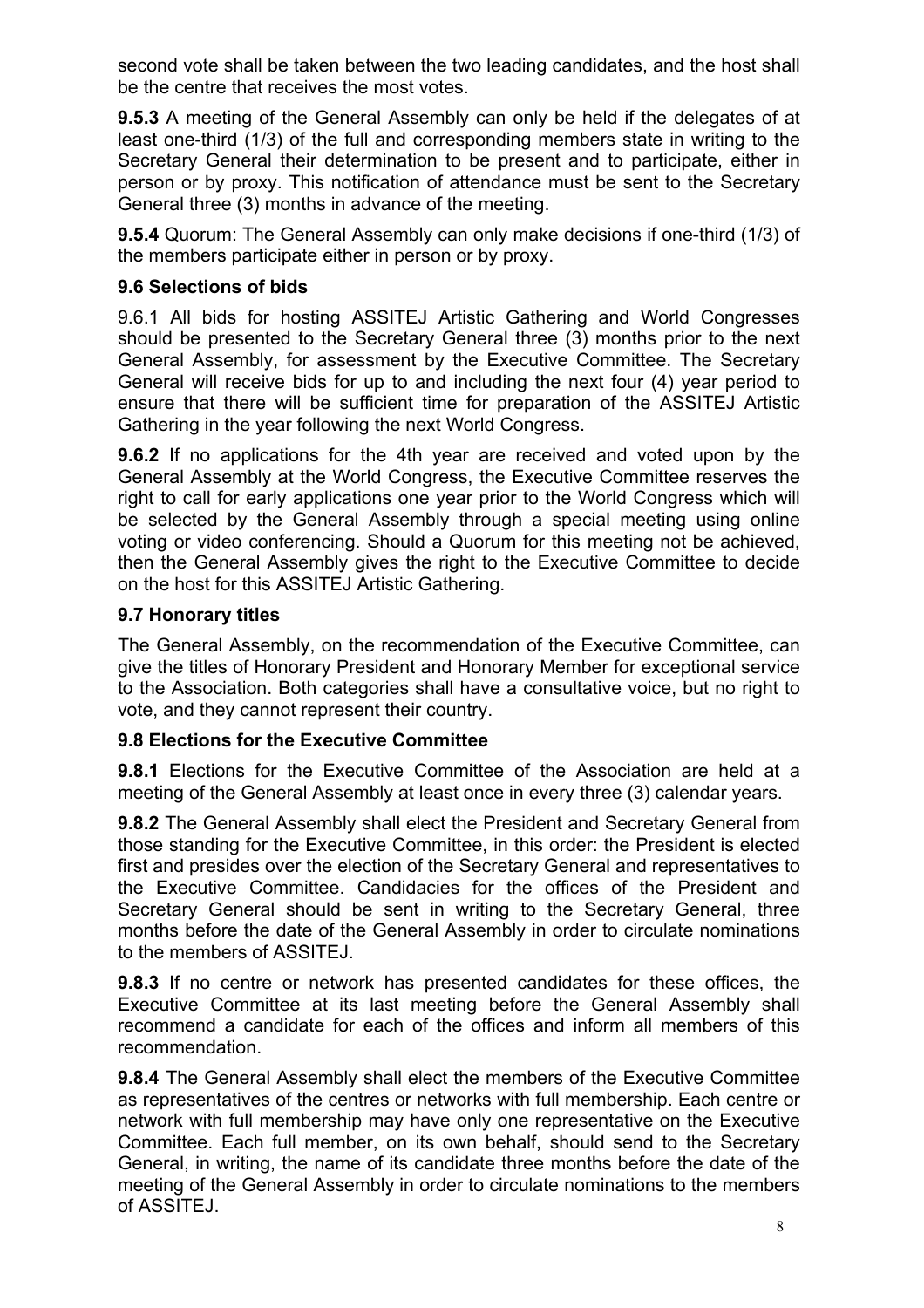second vote shall be taken between the two leading candidates, and the host shall be the centre that receives the most votes.

**9.5.3** A meeting of the General Assembly can only be held if the delegates of at least one-third (1/3) of the full and corresponding members state in writing to the Secretary General their determination to be present and to participate, either in person or by proxy. This notification of attendance must be sent to the Secretary General three (3) months in advance of the meeting.

**9.5.4** Quorum: The General Assembly can only make decisions if one-third (1/3) of the members participate either in person or by proxy.

### 9.6 Selections of bids

9.6.1 All bids for hosting ASSITEJ Artistic Gathering and World Congresses should be presented to the Secretary General three (3) months prior to the next General Assembly, for assessment by the Executive Committee. The Secretary General will receive bids for up to and including the next four (4) year period to ensure that there will be sufficient time for preparation of the ASSITEJ Artistic Gathering in the year following the next World Congress.

**9.6.2** If no applications for the 4th year are received and voted upon by the General Assembly at the World Congress, the Executive Committee reserves the right to call for early applications one year prior to the World Congress which will be selected by the General Assembly through a special meeting using online voting or video conferencing. Should a Quorum for this meeting not be achieved, then the General Assembly gives the right to the Executive Committee to decide on the host for this ASSITEJ Artistic Gathering.

### 9.7 Honorary titles

The General Assembly, on the recommendation of the Executive Committee, can give the titles of Honorary President and Honorary Member for exceptional service to the Association. Both categories shall have a consultative voice, but no right to vote, and they cannot represent their country.

### 9.8 Elections for the Executive Committee

**9.8.1** Elections for the Executive Committee of the Association are held at a meeting of the General Assembly at least once in every three (3) calendar years.

**9.8.2** The General Assembly shall elect the President and Secretary General from those standing for the Executive Committee, in this order: the President is elected first and presides over the election of the Secretary General and representatives to the Executive Committee. Candidacies for the offices of the President and Secretary General should be sent in writing to the Secretary General, three months before the date of the General Assembly in order to circulate nominations to the members of ASSITEJ.

**9.8.3** If no centre or network has presented candidates for these offices, the Executive Committee at its last meeting before the General Assembly shall recommend a candidate for each of the offices and inform all members of this recommendation.

**9.8.4** The General Assembly shall elect the members of the Executive Committee as representatives of the centres or networks with full membership. Each centre or network with full membership may have only one representative on the Executive Committee. Each full member, on its own behalf, should send to the Secretary General, in writing, the name of its candidate three months before the date of the meeting of the General Assembly in order to circulate nominations to the members of ASSITEJ.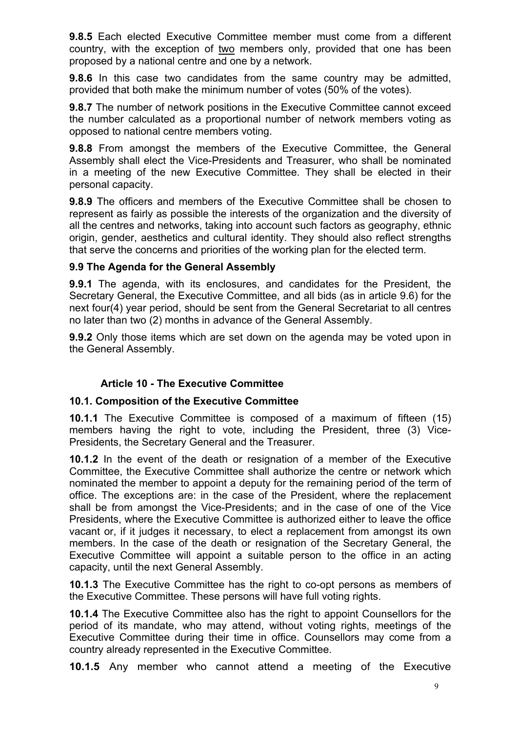**9.8.5** Each elected Executive Committee member must come from a different country, with the exception of two members only, provided that one has been proposed by a national centre and one by a network.

**9.8.6** In this case two candidates from the same country may be admitted, provided that both make the minimum number of votes (50% of the votes).

**9.8.7** The number of network positions in the Executive Committee cannot exceed the number calculated as a proportional number of network members voting as opposed to national centre members voting.

**9.8.8** From amongst the members of the Executive Committee, the General Assembly shall elect the Vice-Presidents and Treasurer, who shall be nominated in a meeting of the new Executive Committee. They shall be elected in their personal capacity.

**9.8.9** The officers and members of the Executive Committee shall be chosen to represent as fairly as possible the interests of the organization and the diversity of all the centres and networks, taking into account such factors as geography, ethnic origin, gender, aesthetics and cultural identity. They should also reflect strengths that serve the concerns and priorities of the working plan for the elected term.

### 9.9 The Agenda for the General Assembly

**9.9.1** The agenda, with its enclosures, and candidates for the President, the Secretary General, the Executive Committee, and all bids (as in article 9.6) for the next four(4) year period, should be sent from the General Secretariat to all centres no later than two (2) months in advance of the General Assembly.

**9.9.2** Only those items which are set down on the agenda may be voted upon in the General Assembly.

## Article 10 - The Executive Committee

### 10.1. Composition of the Executive Committee

**10.1.1** The Executive Committee is composed of a maximum of fifteen (15) members having the right to vote, including the President, three (3) Vice-Presidents, the Secretary General and the Treasurer.

**10.1.2** In the event of the death or resignation of a member of the Executive Committee, the Executive Committee shall authorize the centre or network which nominated the member to appoint a deputy for the remaining period of the term of office. The exceptions are: in the case of the President, where the replacement shall be from amongst the Vice-Presidents; and in the case of one of the Vice Presidents, where the Executive Committee is authorized either to leave the office vacant or, if it judges it necessary, to elect a replacement from amongst its own members. In the case of the death or resignation of the Secretary General, the Executive Committee will appoint a suitable person to the office in an acting capacity, until the next General Assembly.

**10.1.3** The Executive Committee has the right to co-opt persons as members of the Executive Committee. These persons will have full voting rights.

**10.1.4** The Executive Committee also has the right to appoint Counsellors for the period of its mandate, who may attend, without voting rights, meetings of the Executive Committee during their time in office. Counsellors may come from a country already represented in the Executive Committee.

**10.1.5** Any member who cannot attend a meeting of the Executive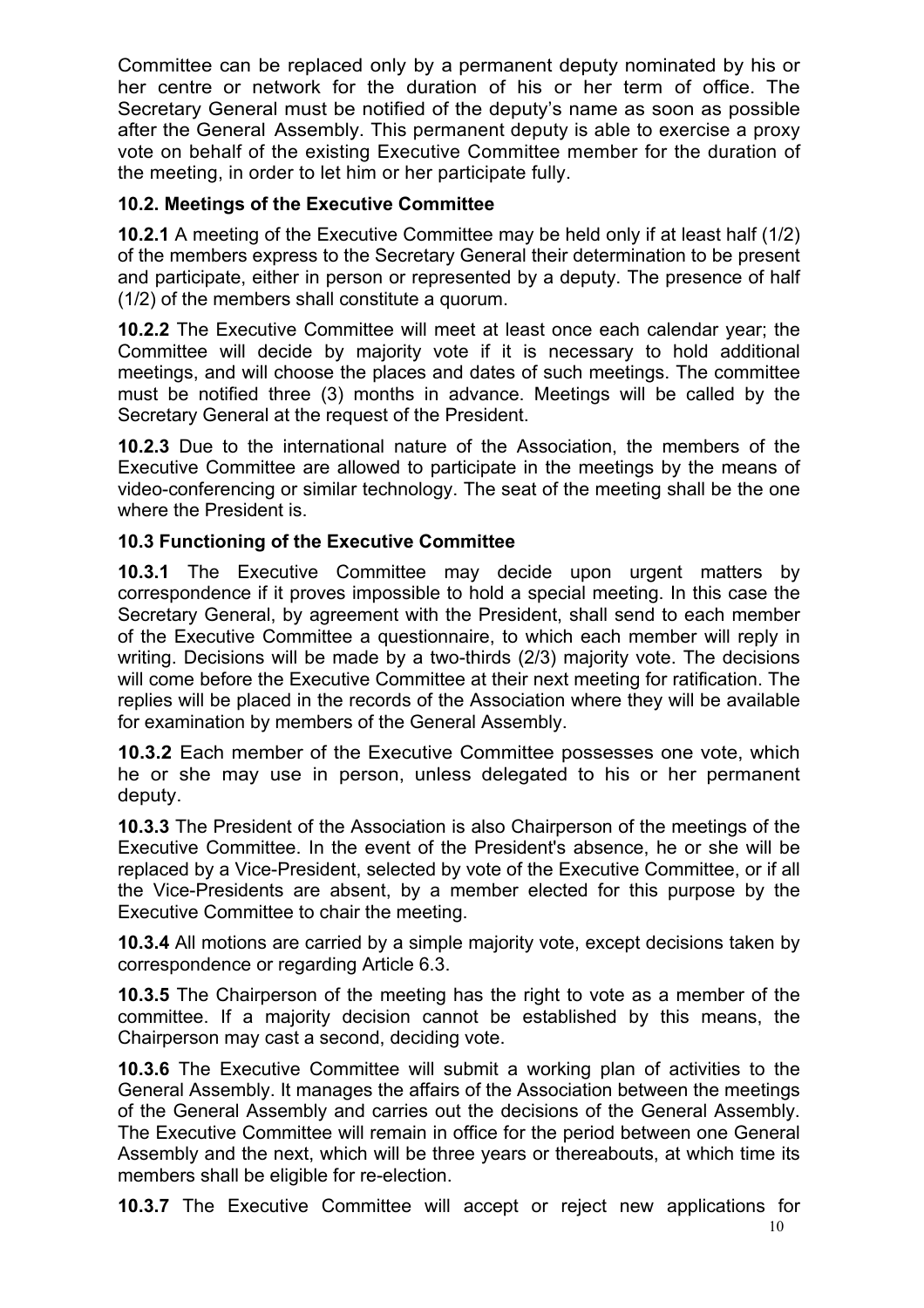Committee can be replaced only by a permanent deputy nominated by his or her centre or network for the duration of his or her term of office. The Secretary General must be notified of the deputy's name as soon as possible after the General Assembly. This permanent deputy is able to exercise a proxy vote on behalf of the existing Executive Committee member for the duration of the meeting, in order to let him or her participate fully.

### 10.2. Meetings of the Executive Committee

**10.2.1** A meeting of the Executive Committee may be held only if at least half (1/2) of the members express to the Secretary General their determination to be present and participate, either in person or represented by a deputy. The presence of half (1/2) of the members shall constitute a quorum.

**10.2.2** The Executive Committee will meet at least once each calendar year; the Committee will decide by majority vote if it is necessary to hold additional meetings, and will choose the places and dates of such meetings. The committee must be notified three (3) months in advance. Meetings will be called by the Secretary General at the request of the President.

**10.2.3** Due to the international nature of the Association, the members of the Executive Committee are allowed to participate in the meetings by the means of video-conferencing or similar technology. The seat of the meeting shall be the one where the President is.

### 10.3 Functioning of the Executive Committee

**10.3.1** The Executive Committee may decide upon urgent matters by correspondence if it proves impossible to hold a special meeting. In this case the Secretary General, by agreement with the President, shall send to each member of the Executive Committee a questionnaire, to which each member will reply in writing. Decisions will be made by a two-thirds (2/3) majority vote. The decisions will come before the Executive Committee at their next meeting for ratification. The replies will be placed in the records of the Association where they will be available for examination by members of the General Assembly.

**10.3.2** Each member of the Executive Committee possesses one vote, which he or she may use in person, unless delegated to his or her permanent deputy.

**10.3.3** The President of the Association is also Chairperson of the meetings of the Executive Committee. In the event of the President's absence, he or she will be replaced by a Vice-President, selected by vote of the Executive Committee, or if all the Vice-Presidents are absent, by a member elected for this purpose by the Executive Committee to chair the meeting.

**10.3.4** All motions are carried by a simple majority vote, except decisions taken by correspondence or regarding Article 6.3.

**10.3.5** The Chairperson of the meeting has the right to vote as a member of the committee. If a majority decision cannot be established by this means, the Chairperson may cast a second, deciding vote.

**10.3.6** The Executive Committee will submit a working plan of activities to the General Assembly. It manages the affairs of the Association between the meetings of the General Assembly and carries out the decisions of the General Assembly. The Executive Committee will remain in office for the period between one General Assembly and the next, which will be three years or thereabouts, at which time its members shall be eligible for re-election.

**10.3.7** The Executive Committee will accept or reject new applications for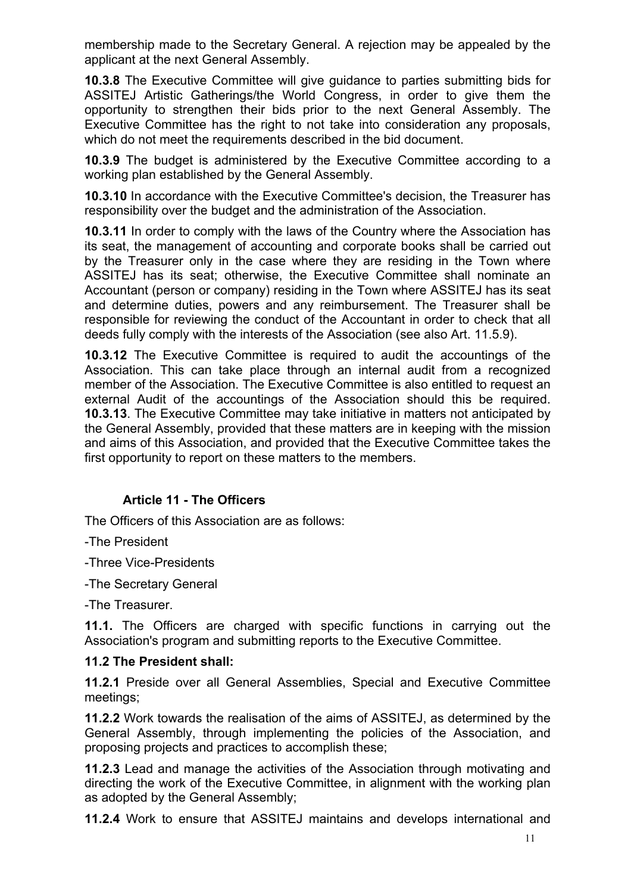membership made to the Secretary General. A rejection may be appealed by the applicant at the next General Assembly.

**10.3.8** The Executive Committee will give guidance to parties submitting bids for ASSITEJ Artistic Gatherings/the World Congress, in order to give them the opportunity to strengthen their bids prior to the next General Assembly. The Executive Committee has the right to not take into consideration any proposals, which do not meet the requirements described in the bid document.

**10.3.9** The budget is administered by the Executive Committee according to a working plan established by the General Assembly.

**10.3.10** In accordance with the Executive Committee's decision, the Treasurer has responsibility over the budget and the administration of the Association.

**10.3.11** In order to comply with the laws of the Country where the Association has its seat, the management of accounting and corporate books shall be carried out by the Treasurer only in the case where they are residing in the Town where ASSITEJ has its seat; otherwise, the Executive Committee shall nominate an Accountant (person or company) residing in the Town where ASSITEJ has its seat and determine duties, powers and any reimbursement. The Treasurer shall be responsible for reviewing the conduct of the Accountant in order to check that all deeds fully comply with the interests of the Association (see also Art. 11.5.9).

**10.3.12** The Executive Committee is required to audit the accountings of the Association. This can take place through an internal audit from a recognized member of the Association. The Executive Committee is also entitled to request an external Audit of the accountings of the Association should this be required.
**10.3.13**. The Executive Committee may take initiative in matters not anticipated by the General Assembly, provided that these matters are in keeping with the mission and aims of this Association, and provided that the Executive Committee takes the first opportunity to report on these matters to the members.

## Article 11 - The Officers

The Officers of this Association are as follows:

-The President

-Three Vice-Presidents

-The Secretary General

-The Treasurer.

**11.1.** The Officers are charged with specific functions in carrying out the Association's program and submitting reports to the Executive Committee.

**11.2 The President shall:**

**11.2.1** Preside over all General Assemblies, Special and Executive Committee meetings;

**11.2.2** Work towards the realisation of the aims of ASSITEJ, as determined by the General Assembly, through implementing the policies of the Association, and proposing projects and practices to accomplish these;

**11.2.3** Lead and manage the activities of the Association through motivating and directing the work of the Executive Committee, in alignment with the working plan as adopted by the General Assembly;

**11.2.4** Work to ensure that ASSITEJ maintains and develops international and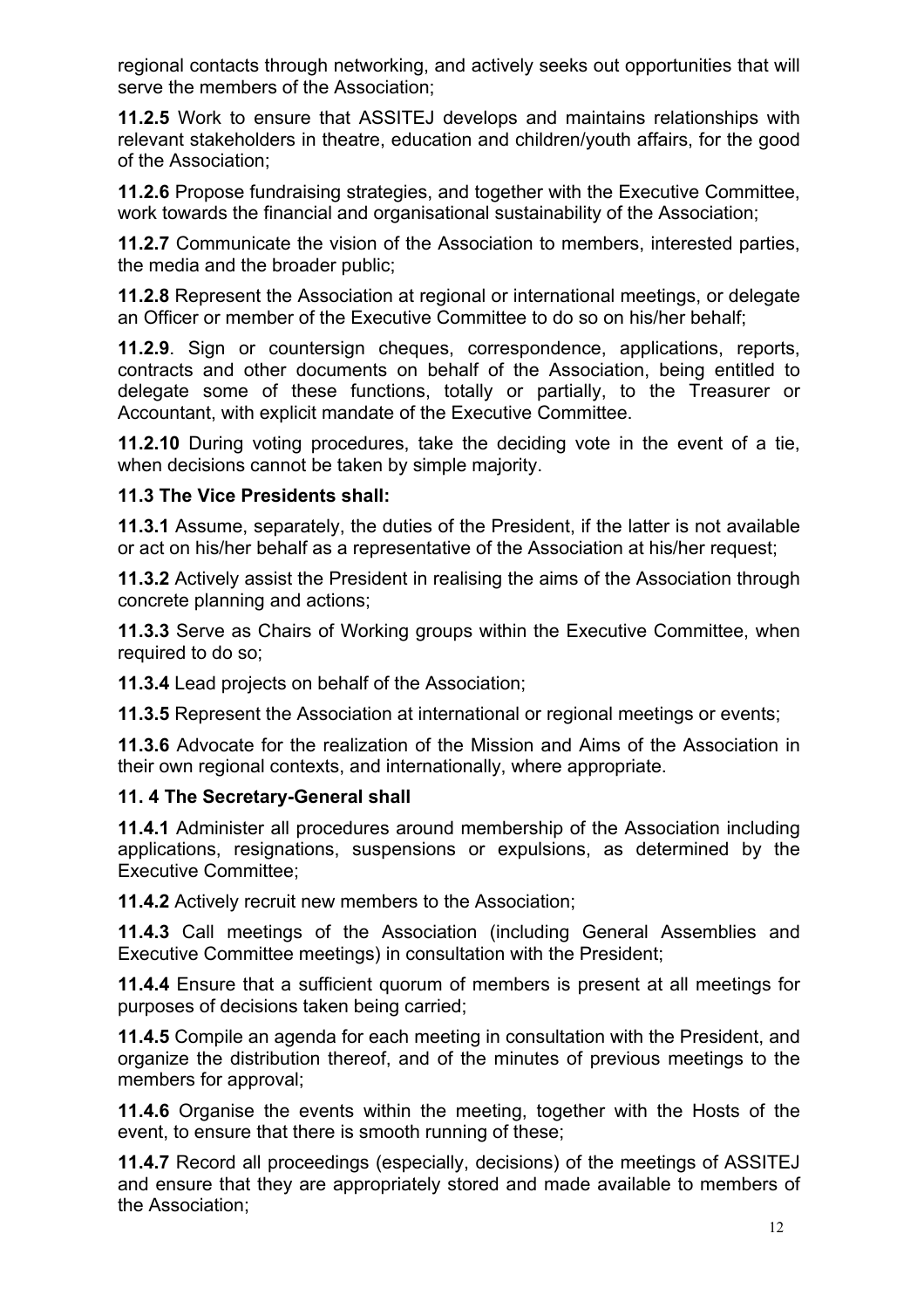regional contacts through networking, and actively seeks out opportunities that will serve the members of the Association;

**11.2.5** Work to ensure that ASSITEJ develops and maintains relationships with relevant stakeholders in theatre, education and children/youth affairs, for the good of the Association;

**11.2.6** Propose fundraising strategies, and together with the Executive Committee, work towards the financial and organisational sustainability of the Association;

**11.2.7** Communicate the vision of the Association to members, interested parties, the media and the broader public;

**11.2.8** Represent the Association at regional or international meetings, or delegate an Officer or member of the Executive Committee to do so on his/her behalf;

**11.2.9**. Sign or countersign cheques, correspondence, applications, reports, contracts and other documents on behalf of the Association, being entitled to delegate some of these functions, totally or partially, to the Treasurer or Accountant, with explicit mandate of the Executive Committee.

**11.2.10** During voting procedures, take the deciding vote in the event of a tie, when decisions cannot be taken by simple majority.

**11.3 The Vice Presidents shall:**

**11.3.1** Assume, separately, the duties of the President, if the latter is not available or act on his/her behalf as a representative of the Association at his/her request;

**11.3.2** Actively assist the President in realising the aims of the Association through concrete planning and actions;

**11.3.3** Serve as Chairs of Working groups within the Executive Committee, when required to do so;

**11.3.4** Lead projects on behalf of the Association;

**11.3.5** Represent the Association at international or regional meetings or events;

**11.3.6** Advocate for the realization of the Mission and Aims of the Association in their own regional contexts, and internationally, where appropriate.

**11. 4 The Secretary-General shall**

**11.4.1** Administer all procedures around membership of the Association including applications, resignations, suspensions or expulsions, as determined by the Executive Committee;

**11.4.2** Actively recruit new members to the Association;

**11.4.3** Call meetings of the Association (including General Assemblies and Executive Committee meetings) in consultation with the President;

**11.4.4** Ensure that a sufficient quorum of members is present at all meetings for purposes of decisions taken being carried;

**11.4.5** Compile an agenda for each meeting in consultation with the President, and organize the distribution thereof, and of the minutes of previous meetings to the members for approval;

**11.4.6** Organise the events within the meeting, together with the Hosts of the event, to ensure that there is smooth running of these;

**11.4.7** Record all proceedings (especially, decisions) of the meetings of ASSITEJ and ensure that they are appropriately stored and made available to members of the Association;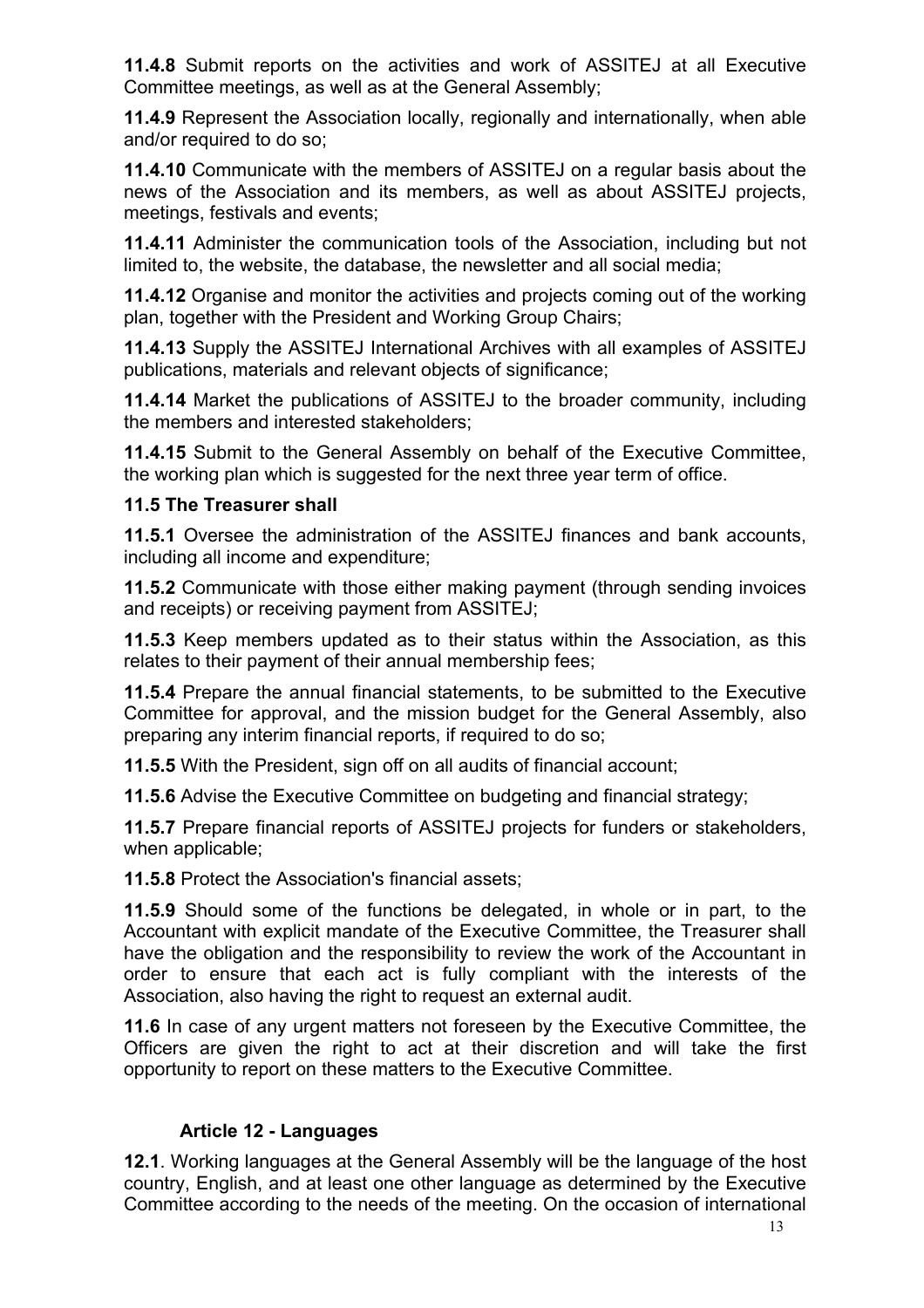**11.4.8** Submit reports on the activities and work of ASSITEJ at all Executive Committee meetings, as well as at the General Assembly;

**11.4.9** Represent the Association locally, regionally and internationally, when able and/or required to do so;

**11.4.10** Communicate with the members of ASSITEJ on a regular basis about the news of the Association and its members, as well as about ASSITEJ projects, meetings, festivals and events;

**11.4.11** Administer the communication tools of the Association, including but not limited to, the website, the database, the newsletter and all social media;

**11.4.12** Organise and monitor the activities and projects coming out of the working plan, together with the President and Working Group Chairs;

**11.4.13** Supply the ASSITEJ International Archives with all examples of ASSITEJ publications, materials and relevant objects of significance;

**11.4.14** Market the publications of ASSITEJ to the broader community, including the members and interested stakeholders;

**11.4.15** Submit to the General Assembly on behalf of the Executive Committee, the working plan which is suggested for the next three year term of office.

**11.5 The Treasurer shall**

**11.5.1** Oversee the administration of the ASSITEJ finances and bank accounts, including all income and expenditure;

**11.5.2** Communicate with those either making payment (through sending invoices and receipts) or receiving payment from ASSITEJ;

**11.5.3** Keep members updated as to their status within the Association, as this relates to their payment of their annual membership fees;

**11.5.4** Prepare the annual financial statements, to be submitted to the Executive Committee for approval, and the mission budget for the General Assembly, also preparing any interim financial reports, if required to do so;

**11.5.5** With the President, sign off on all audits of financial account;

**11.5.6** Advise the Executive Committee on budgeting and financial strategy;

**11.5.7** Prepare financial reports of ASSITEJ projects for funders or stakeholders, when applicable;

**11.5.8** Protect the Association's financial assets;

**11.5.9** Should some of the functions be delegated, in whole or in part, to the Accountant with explicit mandate of the Executive Committee, the Treasurer shall have the obligation and the responsibility to review the work of the Accountant in order to ensure that each act is fully compliant with the interests of the Association, also having the right to request an external audit.

**11.6** In case of any urgent matters not foreseen by the Executive Committee, the Officers are given the right to act at their discretion and will take the first opportunity to report on these matters to the Executive Committee.

## Article 12 - Languages

**12.1**. Working languages at the General Assembly will be the language of the host country, English, and at least one other language as determined by the Executive Committee according to the needs of the meeting. On the occasion of international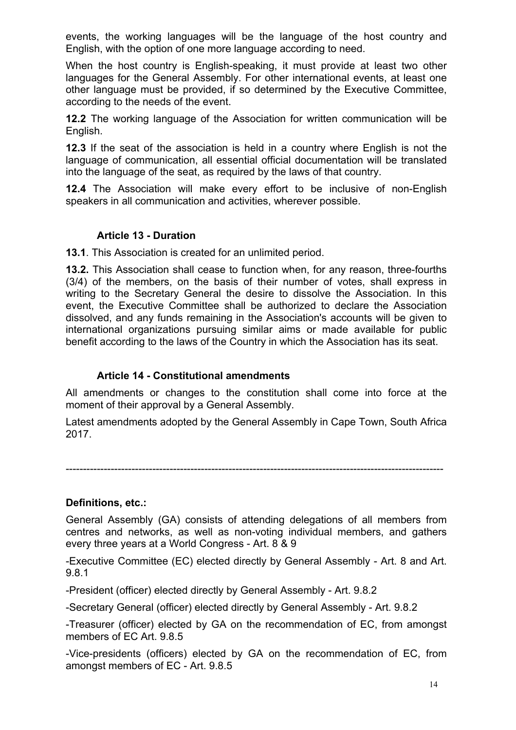events, the working languages will be the language of the host country and English, with the option of one more language according to need.

When the host country is English-speaking, it must provide at least two other languages for the General Assembly. For other international events, at least one other language must be provided, if so determined by the Executive Committee, according to the needs of the event.

**12.2** The working language of the Association for written communication will be English.

**12.3** If the seat of the association is held in a country where English is not the language of communication, all essential official documentation will be translated into the language of the seat, as required by the laws of that country.

**12.4** The Association will make every effort to be inclusive of non-English speakers in all communication and activities, wherever possible.

### Article 13 - Duration

**13.1**. This Association is created for an unlimited period.

**13.2.** This Association shall cease to function when, for any reason, three-fourths (3/4) of the members, on the basis of their number of votes, shall express in writing to the Secretary General the desire to dissolve the Association. In this event, the Executive Committee shall be authorized to declare the Association dissolved, and any funds remaining in the Association's accounts will be given to international organizations pursuing similar aims or made available for public benefit according to the laws of the Country in which the Association has its seat.

### Article 14 - Constitutional amendments

All amendments or changes to the constitution shall come into force at the moment of their approval by a General Assembly.

Latest amendments adopted by the General Assembly in Cape Town, South Africa 2017.

---

**Definitions, etc.:**

General Assembly (GA) consists of attending delegations of all members from centres and networks, as well as non-voting individual members, and gathers every three years at a World Congress - Art. 8 & 9

-Executive Committee (EC) elected directly by General Assembly - Art. 8 and Art. 9.8.1

-President (officer) elected directly by General Assembly - Art. 9.8.2

-Secretary General (officer) elected directly by General Assembly - Art. 9.8.2

-Treasurer (officer) elected by GA on the recommendation of EC, from amongst members of EC Art. 9.8.5

-Vice-presidents (officers) elected by GA on the recommendation of EC, from amongst members of EC - Art. 9.8.5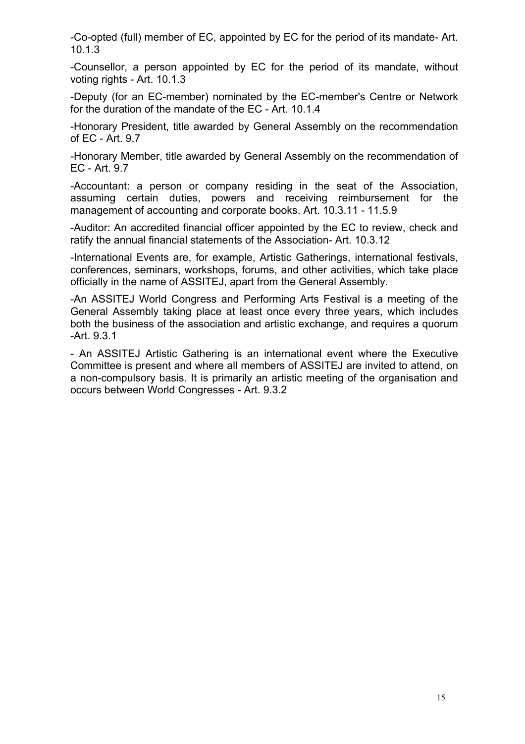-Co-opted (full) member of EC, appointed by EC for the period of its mandate- Art. 10.1.3

-Counsellor, a person appointed by EC for the period of its mandate, without voting rights - Art. 10.1.3

-Deputy (for an EC-member) nominated by the EC-member's Centre or Network for the duration of the mandate of the EC - Art. 10.1.4

-Honorary President, title awarded by General Assembly on the recommendation of EC - Art. 9.7

-Honorary Member, title awarded by General Assembly on the recommendation of EC - Art. 9.7

-Accountant: a person or company residing in the seat of the Association, assuming certain duties, powers and receiving reimbursement for the management of accounting and corporate books. Art. 10.3.11 - 11.5.9

-Auditor: An accredited financial officer appointed by the EC to review, check and ratify the annual financial statements of the Association- Art. 10.3.12

-International Events are, for example, Artistic Gatherings, international festivals, conferences, seminars, workshops, forums, and other activities, which take place officially in the name of ASSITEJ, apart from the General Assembly.

-An ASSITEJ World Congress and Performing Arts Festival is a meeting of the General Assembly taking place at least once every three years, which includes both the business of the association and artistic exchange, and requires a quorum -Art. 9.3.1

- An ASSITEJ Artistic Gathering is an international event where the Executive Committee is present and where all members of ASSITEJ are invited to attend, on a non-compulsory basis. It is primarily an artistic meeting of the organisation and occurs between World Congresses - Art. 9.3.2